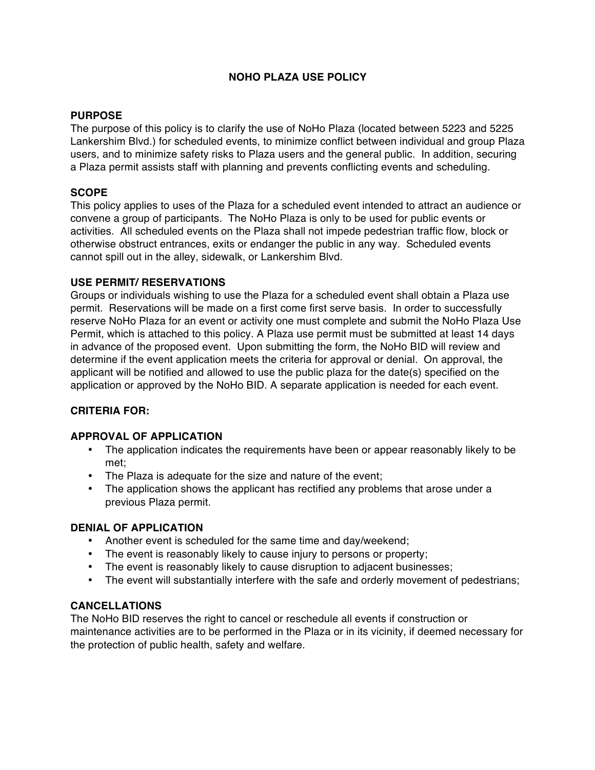# NOHO PLAZA USE POLICY

## PURPOSE

The purpose of this policy is to clarify the use of NoHo Plaza (located between 5223 and 5225 Lankershim Blvd.) for scheduled events, to minimize conflict between individual and group Plaza users, and to minimize safety risks to Plaza users and the general public. In addition, securing a Plaza permit assists staff with planning and prevents conflicting events and scheduling.

## SCOPE

This policy applies to uses of the Plaza for a scheduled event intended to attract an audience or convene a group of participants. The NoHo Plaza is only to be used for public events or activities. All scheduled events on the Plaza shall not impede pedestrian traffic flow, block or otherwise obstruct entrances, exits or endanger the public in any way. Scheduled events cannot spill out in the alley, sidewalk, or Lankershim Blvd.

## USE PERMIT/ RESERVATIONS

Groups or individuals wishing to use the Plaza for a scheduled event shall obtain a Plaza use permit. Reservations will be made on a first come first serve basis. In order to successfully reserve NoHo Plaza for an event or activity one must complete and submit the NoHo Plaza Use Permit, which is attached to this policy. A Plaza use permit must be submitted at least 14 days in advance of the proposed event. Upon submitting the form, the NoHo BID will review and determine if the event application meets the criteria for approval or denial. On approval, the applicant will be notified and allowed to use the public plaza for the date(s) specified on the application or approved by the NoHo BID. A separate application is needed for each event.

## CRITERIA FOR:

### APPROVAL OF APPLICATION

- The application indicates the requirements have been or appear reasonably likely to be met;
- The Plaza is adequate for the size and nature of the event;
- The application shows the applicant has rectified any problems that arose under a previous Plaza permit.

### DENIAL OF APPLICATION

- Another event is scheduled for the same time and day/weekend;
- The event is reasonably likely to cause injury to persons or property;
- The event is reasonably likely to cause disruption to adjacent businesses;
- The event will substantially interfere with the safe and orderly movement of pedestrians;

## CANCELLATIONS

The NoHo BID reserves the right to cancel or reschedule all events if construction or maintenance activities are to be performed in the Plaza or in its vicinity, if deemed necessary for the protection of public health, safety and welfare.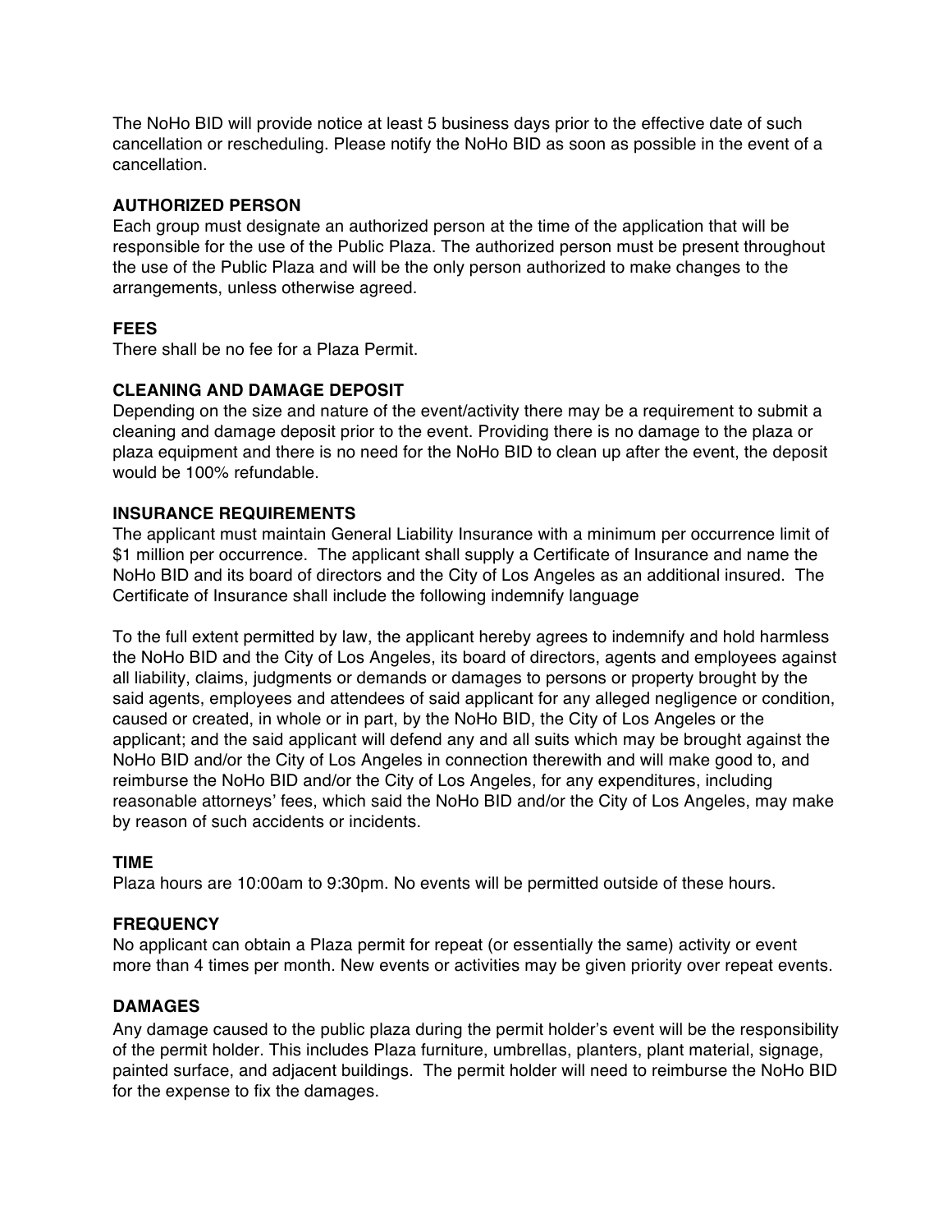The NoHo BID will provide notice at least 5 business days prior to the effective date of such cancellation or rescheduling. Please notify the NoHo BID as soon as possible in the event of a cancellation.

**AUTHORIZED PERSON**

Each group must designate an authorized person at the time of the application that will be responsible for the use of the Public Plaza. The authorized person must be present throughout the use of the Public Plaza and will be the only person authorized to make changes to the arrangements, unless otherwise agreed.

**FEES**

There shall be no fee for a Plaza Permit.

**CLEANING AND DAMAGE DEPOSIT**

Depending on the size and nature of the event/activity there may be a requirement to submit a cleaning and damage deposit prior to the event. Providing there is no damage to the plaza or plaza equipment and there is no need for the NoHo BID to clean up after the event, the deposit would be 100% refundable.

**INSURANCE REQUIREMENTS**

The applicant must maintain General Liability Insurance with a minimum per occurrence limit of $1 million per occurrence. The applicant shall supply a Certificate of Insurance and name the NoHo BID and its board of directors and the City of Los Angeles as an additional insured. The Certificate of Insurance shall include the following indemnify language

To the full extent permitted by law, the applicant hereby agrees to indemnify and hold harmless the NoHo BID and the City of Los Angeles, its board of directors, agents and employees against all liability, claims, judgments or demands or damages to persons or property brought by the said agents, employees and attendees of said applicant for any alleged negligence or condition, caused or created, in whole or in part, by the NoHo BID, the City of Los Angeles or the applicant; and the said applicant will defend any and all suits which may be brought against the NoHo BID and/or the City of Los Angeles in connection therewith and will make good to, and reimburse the NoHo BID and/or the City of Los Angeles, for any expenditures, including reasonable attorneys' fees, which said the NoHo BID and/or the City of Los Angeles, may make by reason of such accidents or incidents.

**TIME**

Plaza hours are 10:00am to 9:30pm. No events will be permitted outside of these hours.

**FREQUENCY**

No applicant can obtain a Plaza permit for repeat (or essentially the same) activity or event more than 4 times per month. New events or activities may be given priority over repeat events.

**DAMAGES**

Any damage caused to the public plaza during the permit holder's event will be the responsibility of the permit holder. This includes Plaza furniture, umbrellas, planters, plant material, signage, painted surface, and adjacent buildings. The permit holder will need to reimburse the NoHo BID for the expense to fix the damages.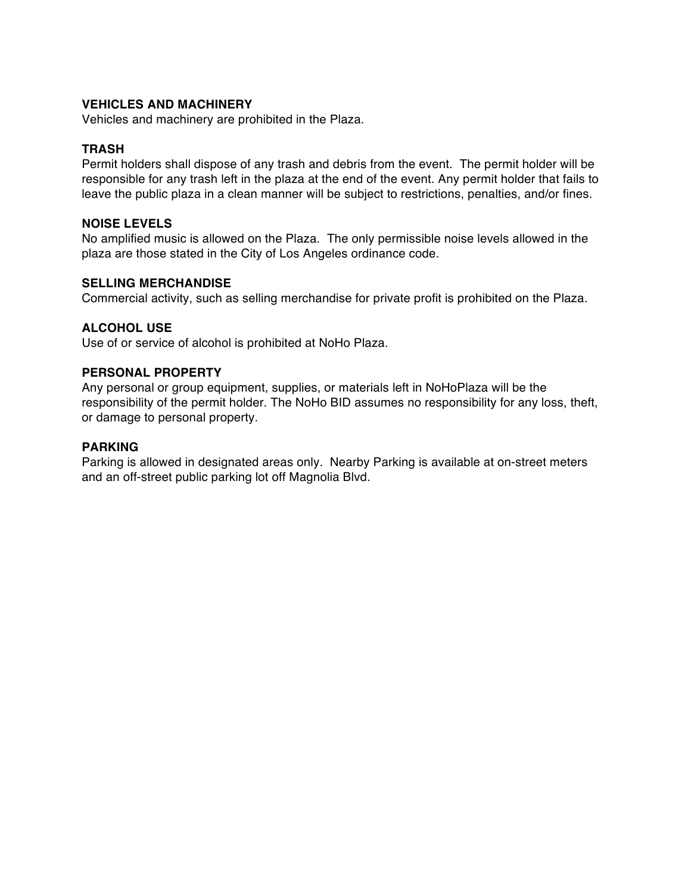**VEHICLES AND MACHINERY**
Vehicles and machinery are prohibited in the Plaza.

**TRASH**
Permit holders shall dispose of any trash and debris from the event. The permit holder will be responsible for any trash left in the plaza at the end of the event. Any permit holder that fails to leave the public plaza in a clean manner will be subject to restrictions, penalties, and/or fines.

**NOISE LEVELS**
No amplified music is allowed on the Plaza. The only permissible noise levels allowed in the plaza are those stated in the City of Los Angeles ordinance code.

**SELLING MERCHANDISE**
Commercial activity, such as selling merchandise for private profit is prohibited on the Plaza.

**ALCOHOL USE**
Use of or service of alcohol is prohibited at NoHo Plaza.

**PERSONAL PROPERTY**
Any personal or group equipment, supplies, or materials left in NoHoPlaza will be the responsibility of the permit holder. The NoHo BID assumes no responsibility for any loss, theft, or damage to personal property.

**PARKING**
Parking is allowed in designated areas only. Nearby Parking is available at on-street meters and an off-street public parking lot off Magnolia Blvd.